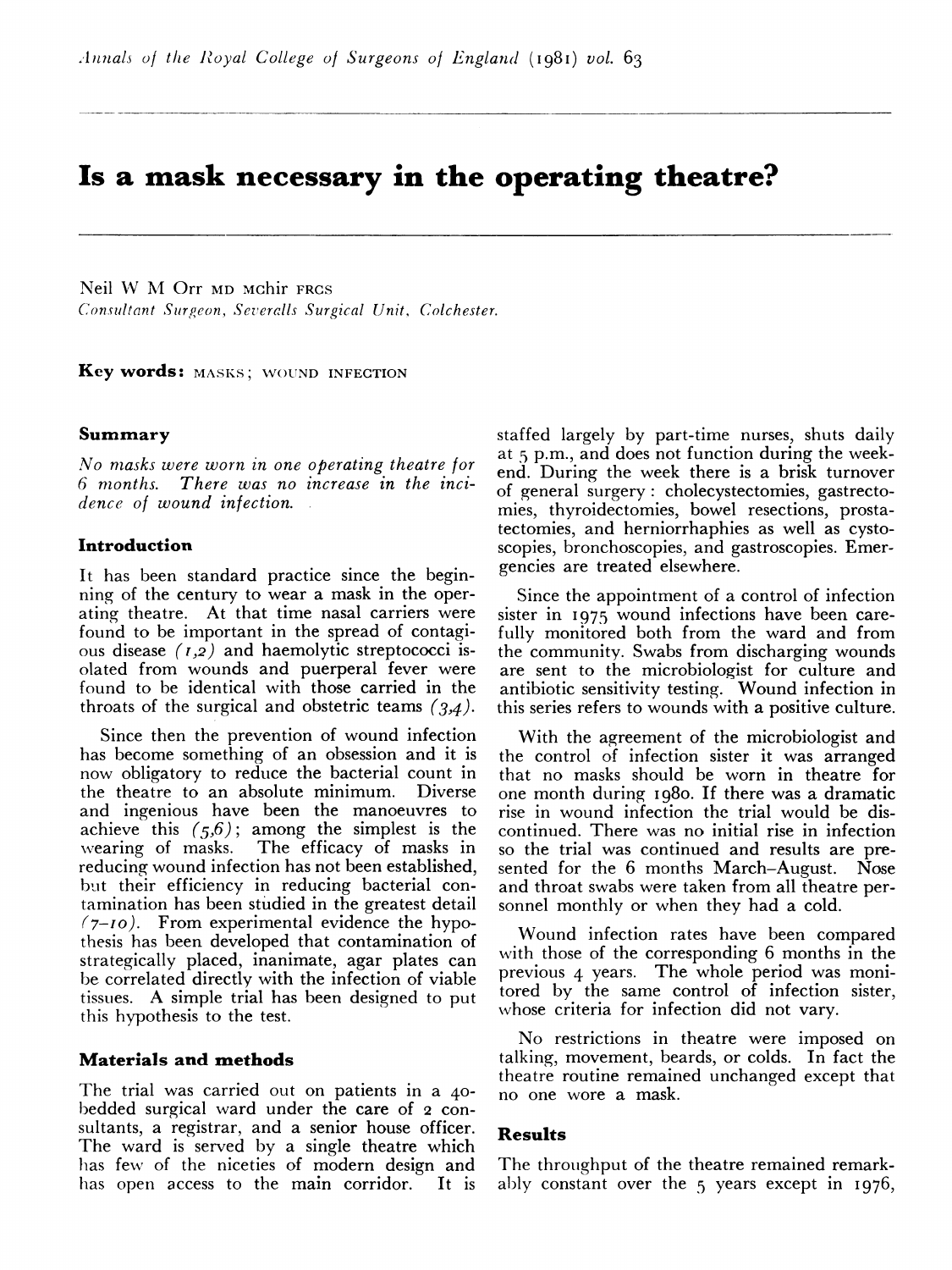# Is a mask necessary in the operating theatre?

Neil W M Orr MD MChir FRCS

*Consultant Surgeon, Severalls Surgical Unit, Colchester.*

**Key words:** MASKS; WOUND INFECTION

## Summary

*No masks were worn in one operating theatre for 6 months. There was no increase in the incidence of wound infection.*

## Introduction

It has been standard practice since the beginning of the century to wear a mask in the operating theatre. At that time nasal carriers were found to be important in the spread of contagious disease (*1,2*) and haemolytic streptococci isolated from wounds and puerperal fever were found to be identical with those carried in the throats of the surgical and obstetric teams (*3,4*).

Since then the prevention of wound infection has become something of an obsession and it is now obligatory to reduce the bacterial count in the theatre to an absolute minimum. Diverse and ingenious have been the manoeuvres to achieve this (*5,6*); among the simplest is the wearing of masks. The efficacy of masks in reducing wound infection has not been established, but their efficiency in reducing bacterial contamination has been studied in the greatest detail (*7–10*). From experimental evidence the hypothesis has been developed that contamination of strategically placed, inanimate, agar plates can be correlated directly with the infection of viable tissues. A simple trial has been designed to put this hypothesis to the test.

## Materials and methods

The trial was carried out on patients in a 40-bedded surgical ward under the care of 2 consultants, a registrar, and a senior house officer. The ward is served by a single theatre which has few of the niceties of modern design and has open access to the main corridor. It is staffed largely by part-time nurses, shuts daily at 5 p.m., and does not function during the weekend. During the week there is a brisk turnover of general surgery: cholecystectomies, gastrectomies, thyroidectomies, bowel resections, prostatectomies, and herniorrhaphies as well as cystoscopies, bronchoscopies, and gastroscopies. Emergencies are treated elsewhere.

Since the appointment of a control of infection sister in 1975 wound infections have been carefully monitored both from the ward and from the community. Swabs from discharging wounds are sent to the microbiologist for culture and antibiotic sensitivity testing. Wound infection in this series refers to wounds with a positive culture.

With the agreement of the microbiologist and the control of infection sister it was arranged that no masks should be worn in theatre for one month during 1980. If there was a dramatic rise in wound infection the trial would be discontinued. There was no initial rise in infection so the trial was continued and results are presented for the 6 months March–August. Nose and throat swabs were taken from all theatre personnel monthly or when they had a cold.

Wound infection rates have been compared with those of the corresponding 6 months in the previous 4 years. The whole period was monitored by the same control of infection sister, whose criteria for infection did not vary.

No restrictions in theatre were imposed on talking, movement, beards, or colds. In fact the theatre routine remained unchanged except that no one wore a mask.

## Results

The throughput of the theatre remained remarkably constant over the 5 years except in 1976,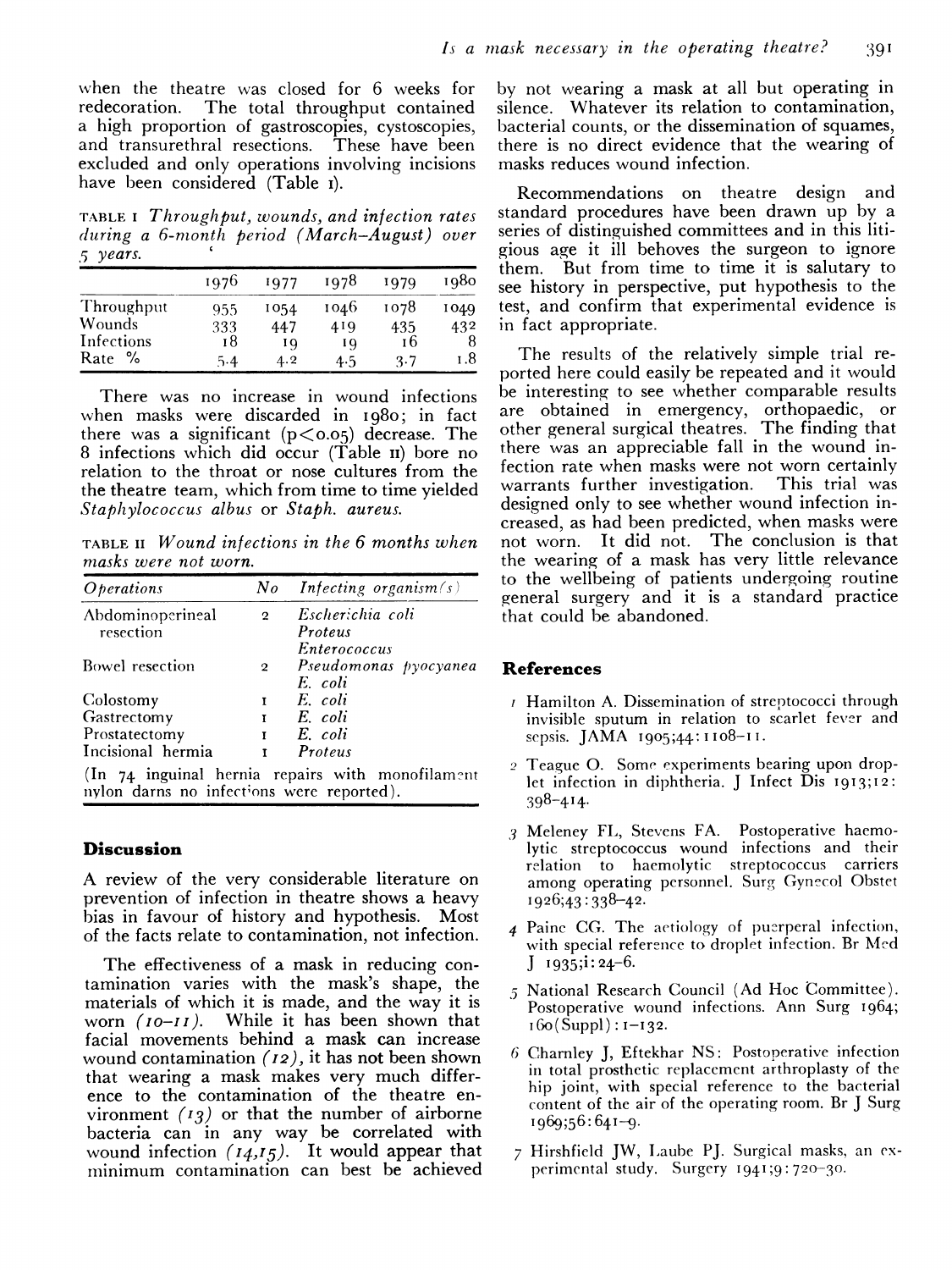when the theatre was closed for 6 weeks for redecoration. The total throughput contained a high proportion of gastroscopies, cystoscopies, and transurethral resections. These have been excluded and only operations involving incisions have been considered (Table I).

TABLE I *Throughput, wounds, and infection rates during a 6-month period (March–August) over 5 years.*

| | 1976 | 1977 | 1978 | 1979 | 1980 |
|---|---|---|---|---|---|
| Throughput | 955 | 1054 | 1046 | 1078 | 1049 |
| Wounds | 333 | 447 | 419 | 435 | 432 |
| Infections | 18 | 19 | 19 | 16 | 8 |
| Rate % | 5.4 | 4.2 | 4.5 | 3.7 | 1.8 |

There was no increase in wound infections when masks were discarded in 1980; in fact there was a significant ($p<0.05$) decrease. The 8 infections which did occur (Table II) bore no relation to the throat or nose cultures from the the theatre team, which from time to time yielded *Staphylococcus albus* or *Staph. aureus.*

TABLE II *Wound infections in the 6 months when masks were not worn.*

| *Operations* | *No* | *Infecting organism(s)* |
|---|---|---|
| Abdominoperineal resection | 2 | *Escherichia coli* *Proteus* *Enterococcus* |
| Bowel resection | 2 | *Pseudomonas pyocyanea* *E. coli* |
| Colostomy | 1 | *E. coli* |
| Gastrectomy | 1 | *E. coli* |
| Prostatectomy | 1 | *E. coli* |
| Incisional hermia | 1 | *Proteus* |

(In 74 inguinal hernia repairs with monofilament nylon darns no infections were reported).

## Discussion

A review of the very considerable literature on prevention of infection in theatre shows a heavy bias in favour of history and hypothesis. Most of the facts relate to contamination, not infection.

The effectiveness of a mask in reducing contamination varies with the mask's shape, the materials of which it is made, and the way it is worn *(10–11)*. While it has been shown that facial movements behind a mask can increase wound contamination *(12)*, it has not been shown that wearing a mask makes very much difference to the contamination of the theatre environment *(13)* or that the number of airborne bacteria can in any way be correlated with wound infection *(14,15)*. It would appear that minimum contamination can best be achieved by not wearing a mask at all but operating in silence. Whatever its relation to contamination, bacterial counts, or the dissemination of squames, there is no direct evidence that the wearing of masks reduces wound infection.

Recommendations on theatre design and standard procedures have been drawn up by a series of distinguished committees and in this litigious age it ill behoves the surgeon to ignore them. But from time to time it is salutary to see history in perspective, put hypothesis to the test, and confirm that experimental evidence is in fact appropriate.

The results of the relatively simple trial reported here could easily be repeated and it would be interesting to see whether comparable results are obtained in emergency, orthopaedic, or other general surgical theatres. The finding that there was an appreciable fall in the wound infection rate when masks were not worn certainly warrants further investigation. This trial was designed only to see whether wound infection increased, as had been predicted, when masks were not worn. It did not. The conclusion is that the wearing of a mask has very little relevance to the wellbeing of patients undergoing routine general surgery and it is a standard practice that could be abandoned.

## References

1. Hamilton A. Dissemination of streptococci through invisible sputum in relation to scarlet fever and sepsis. JAMA 1905;44:1108–11.
2. Teague O. Some experiments bearing upon droplet infection in diphtheria. J Infect Dis 1913;12:398–414.
3. Meleney FL, Stevens FA. Postoperative haemolytic streptococcus wound infections and their relation to haemolytic streptococcus carriers among operating personnel. Surg Gynecol Obstet 1926;43:338–42.
4. Paine CG. The aetiology of puerperal infection, with special reference to droplet infection. Br Med J 1935;i:24–6.
5. National Research Council (Ad Hoc Committee). Postoperative wound infections. Ann Surg 1964; 160(Suppl): 1–132.
6. Charnley J, Eftekhar NS: Postoperative infection in total prosthetic replacement arthroplasty of the hip joint, with special reference to the bacterial content of the air of the operating room. Br J Surg 1969;56:641–9.
7. Hirshfield JW, Laube PJ. Surgical masks, an experimental study. Surgery 1941;9:720–30.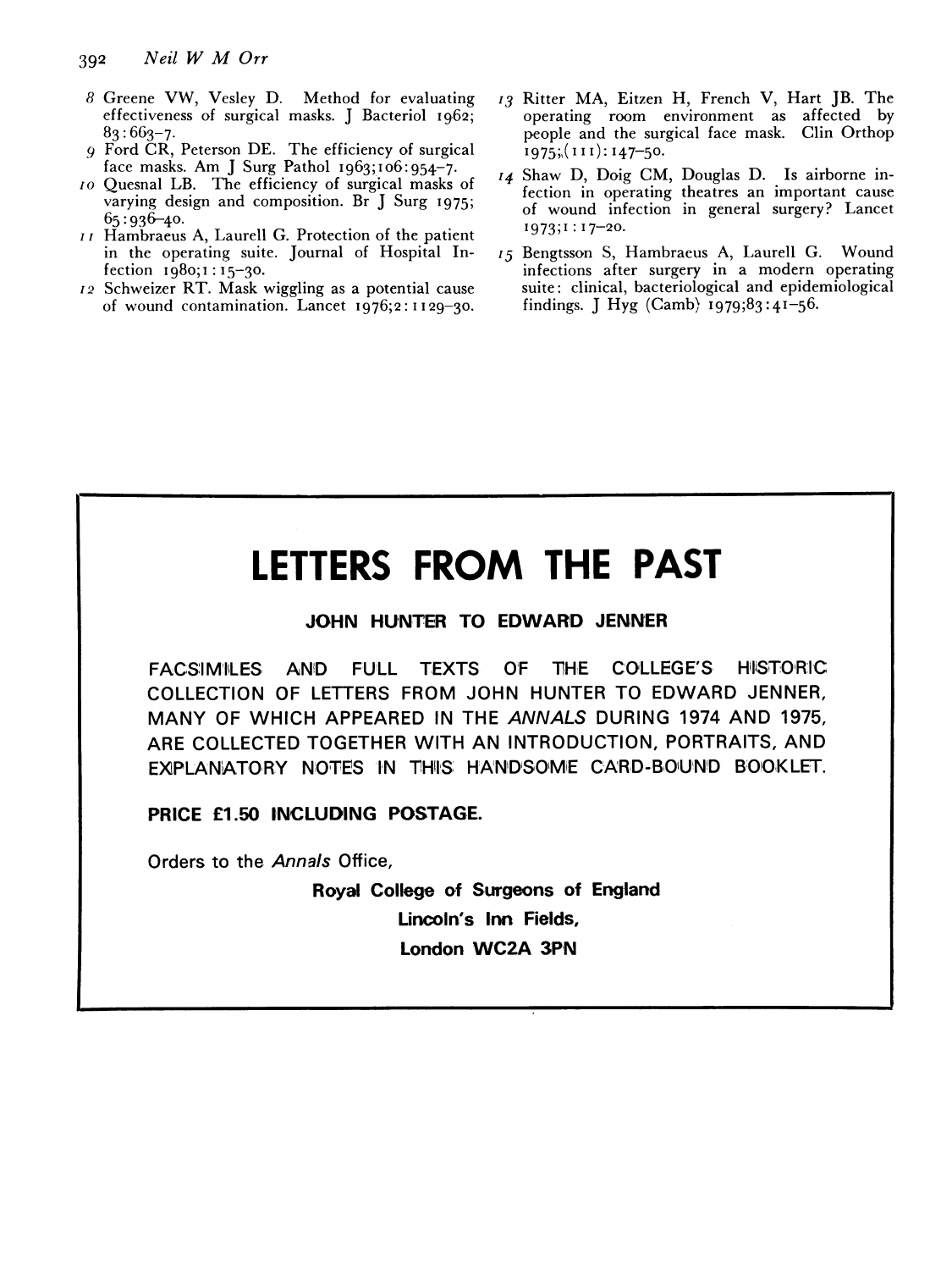8 Greene VW, Vesley D. Method for evaluating effectiveness of surgical masks. J Bacteriol 1962; 83:663–7.

9 Ford CR, Peterson DE. The efficiency of surgical face masks. Am J Surg Pathol 1963;106:954–7.

10 Quesnal LB. The efficiency of surgical masks of varying design and composition. Br J Surg 1975; 65:936–40.

11 Hambraeus A, Laurell G. Protection of the patient in the operating suite. Journal of Hospital Infection 1980;1:15–30.

12 Schweizer RT. Mask wiggling as a potential cause of wound contamination. Lancet 1976;2:1129–30.

13 Ritter MA, Eitzen H, French V, Hart JB. The operating room environment as affected by people and the surgical face mask. Clin Orthop 1975;(111):147–50.

14 Shaw D, Doig CM, Douglas D. Is airborne infection in operating theatres an important cause of wound infection in general surgery? Lancet 1973;1:17–20.

15 Bengtsson S, Hambraeus A, Laurell G. Wound infections after surgery in a modern operating suite: clinical, bacteriological and epidemiological findings. J Hyg (Camb) 1979;83:41–56.

# LETTERS FROM THE PAST

## JOHN HUNTER TO EDWARD JENNER

FACSIMILES AND FULL TEXTS OF THE COLLEGE'S HISTORIC COLLECTION OF LETTERS FROM JOHN HUNTER TO EDWARD JENNER, MANY OF WHICH APPEARED IN THE *ANNALS* DURING 1974 AND 1975, ARE COLLECTED TOGETHER WITH AN INTRODUCTION, PORTRAITS, AND EXPLANATORY NOTES IN THIS HANDSOME CARD-BOUND BOOKLET.

**PRICE £1.50 INCLUDING POSTAGE.**

Orders to the *Annals* Office,

**Royal College of Surgeons of England**
**Lincoln's Inn Fields,**
**London WC2A 3PN**